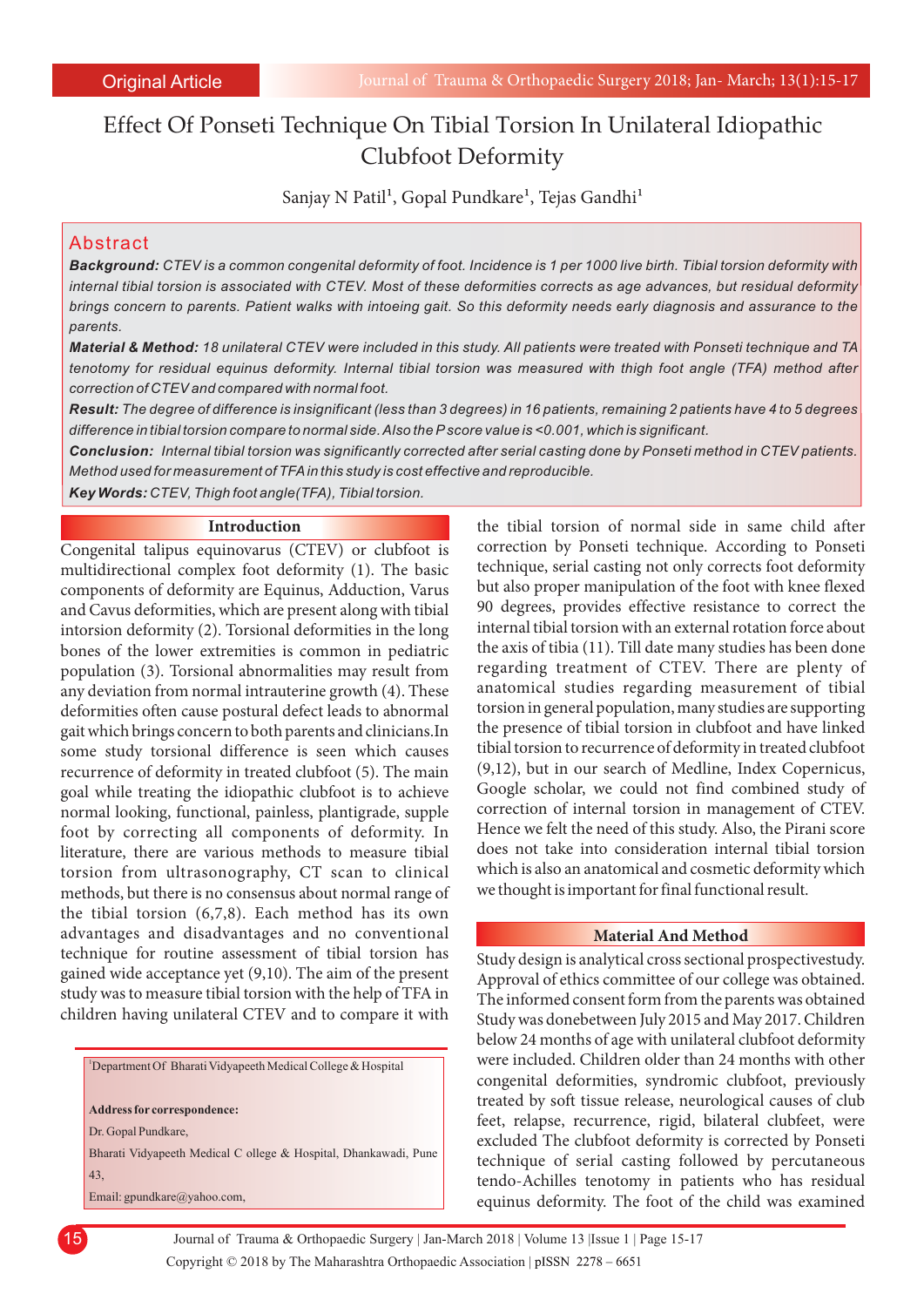Original Article

# Effect Of Ponseti Technique On Tibial Torsion In Unilateral Idiopathic Clubfoot Deformity

Sanjay N Patil[1], Gopal Pundkare[1], Tejas Gandhi[1]

## Abstract

***Background:*** *CTEV is a common congenital deformity of foot. Incidence is 1 per 1000 live birth. Tibial torsion deformity with internal tibial torsion is associated with CTEV. Most of these deformities corrects as age advances, but residual deformity brings concern to parents. Patient walks with intoeing gait. So this deformity needs early diagnosis and assurance to the parents.*

***Material & Method:*** *18 unilateral CTEV were included in this study. All patients were treated with Ponseti technique and TA tenotomy for residual equinus deformity. Internal tibial torsion was measured with thigh foot angle (TFA) method after correction of CTEV and compared with normal foot.*

***Result:*** *The degree of difference is insignificant (less than 3 degrees) in 16 patients, remaining 2 patients have 4 to 5 degrees difference in tibial torsion compare to normal side. Also the P score value is <0.001, which is significant.*

***Conclusion:*** *Internal tibial torsion was significantly corrected after serial casting done by Ponseti method in CTEV patients. Method used for measurement of TFA in this study is cost effective and reproducible.*

***Key Words:*** *CTEV, Thigh foot angle(TFA), Tibial torsion.*

## Introduction

Congenital talipus equinovarus (CTEV) or clubfoot is multidirectional complex foot deformity (1). The basic components of deformity are Equinus, Adduction, Varus and Cavus deformities, which are present along with tibial intorsion deformity (2). Torsional deformities in the long bones of the lower extremities is common in pediatric population (3). Torsional abnormalities may result from any deviation from normal intrauterine growth (4). These deformities often cause postural defect leads to abnormal gait which brings concern to both parents and clinicians.In some study torsional difference is seen which causes recurrence of deformity in treated clubfoot (5). The main goal while treating the idiopathic clubfoot is to achieve normal looking, functional, painless, plantigrade, supple foot by correcting all components of deformity. In literature, there are various methods to measure tibial torsion from ultrasonography, CT scan to clinical methods, but there is no consensus about normal range of the tibial torsion (6,7,8). Each method has its own advantages and disadvantages and no conventional technique for routine assessment of tibial torsion has gained wide acceptance yet (9,10). The aim of the present study was to measure tibial torsion with the help of TFA in children having unilateral CTEV and to compare it with the tibial torsion of normal side in same child after correction by Ponseti technique. According to Ponseti technique, serial casting not only corrects foot deformity but also proper manipulation of the foot with knee flexed 90 degrees, provides effective resistance to correct the internal tibial torsion with an external rotation force about the axis of tibia (11). Till date many studies has been done regarding treatment of CTEV. There are plenty of anatomical studies regarding measurement of tibial torsion in general population, many studies are supporting the presence of tibial torsion in clubfoot and have linked tibial torsion to recurrence of deformity in treated clubfoot (9,12), but in our search of Medline, Index Copernicus, Google scholar, we could not find combined study of correction of internal torsion in management of CTEV. Hence we felt the need of this study. Also, the Pirani score does not take into consideration internal tibial torsion which is also an anatomical and cosmetic deformity which we thought is important for final functional result.

## Material And Method

Study design is analytical cross sectional prospectivestudy. Approval of ethics committee of our college was obtained. The informed consent form from the parents was obtained Study was donebetween July 2015 and May 2017. Children below 24 months of age with unilateral clubfoot deformity were included. Children older than 24 months with other congenital deformities, syndromic clubfoot, previously treated by soft tissue release, neurological causes of club feet, relapse, recurrence, rigid, bilateral clubfeet, were excluded The clubfoot deformity is corrected by Ponseti technique of serial casting followed by percutaneous tendo-Achilles tenotomy in patients who has residual equinus deformity. The foot of the child was examined

---

[1]Department Of Bharati Vidyapeeth Medical College & Hospital

**Address for correspondence:**

Dr. Gopal Pundkare,

Bharati Vidyapeeth Medical C ollege & Hospital, Dhankawadi, Pune 43,

Email: gpundkare@yahoo.com,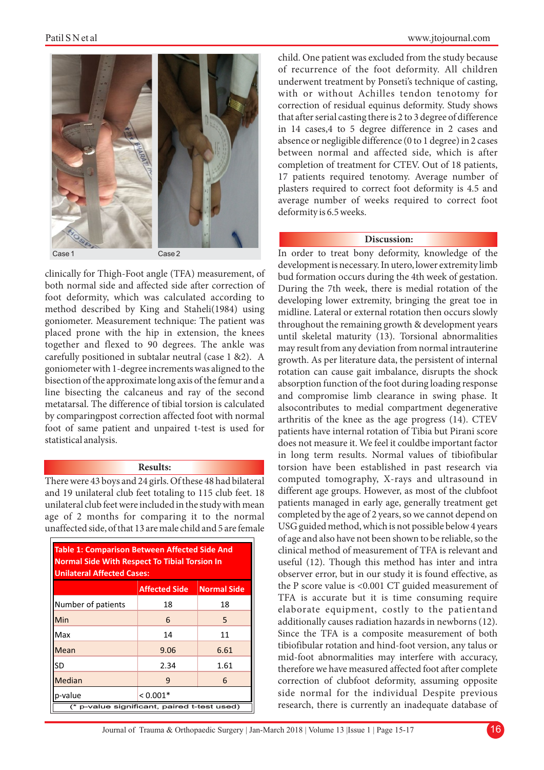Case 1 Case 2

clinically for Thigh-Foot angle (TFA) measurement, of both normal side and affected side after correction of foot deformity, which was calculated according to method described by King and Staheli(1984) using goniometer. Measurement technique: The patient was placed prone with the hip in extension, the knees together and flexed to 90 degrees. The ankle was carefully positioned in subtalar neutral (case 1 &2). A goniometer with 1-degree increments was aligned to the bisection of the approximate long axis of the femur and a line bisecting the calcaneus and ray of the second metatarsal. The difference of tibial torsion is calculated by comparingpost correction affected foot with normal foot of same patient and unpaired t-test is used for statistical analysis.

## Results:

There were 43 boys and 24 girls. Of these 48 had bilateral and 19 unilateral club feet totaling to 115 club feet. 18 unilateral club feet were included in the study with mean age of 2 months for comparing it to the normal unaffected side, of that 13 are male child and 5 are female

**Table 1: Comparison Between Affected Side And Normal Side With Respect To Tibial Torsion In Unilateral Affected Cases:**

| | Affected Side | Normal Side |
|---|---|---|
| Number of patients | 18 | 18 |
| Min | 6 | 5 |
| Max | 14 | 11 |
| Mean | 9.06 | 6.61 |
| SD | 2.34 | 1.61 |
| Median | 9 | 6 |
| p-value | < 0.001* | |

(* p-value significant, paired t-test used)

child. One patient was excluded from the study because of recurrence of the foot deformity. All children underwent treatment by Ponseti's technique of casting, with or without Achilles tendon tenotomy for correction of residual equinus deformity. Study shows that after serial casting there is 2 to 3 degree of difference in 14 cases,4 to 5 degree difference in 2 cases and absence or negligible difference (0 to 1 degree) in 2 cases between normal and affected side, which is after completion of treatment for CTEV. Out of 18 patients, 17 patients required tenotomy. Average number of plasters required to correct foot deformity is 4.5 and average number of weeks required to correct foot deformity is 6.5 weeks.

## Discussion:

In order to treat bony deformity, knowledge of the development is necessary. In utero, lower extremity limb bud formation occurs during the 4th week of gestation. During the 7th week, there is medial rotation of the developing lower extremity, bringing the great toe in midline. Lateral or external rotation then occurs slowly throughout the remaining growth & development years until skeletal maturity (13). Torsional abnormalities may result from any deviation from normal intrauterine growth. As per literature data, the persistent of internal rotation can cause gait imbalance, disrupts the shock absorption function of the foot during loading response and compromise limb clearance in swing phase. It alsocontributes to medial compartment degenerative arthritis of the knee as the age progress (14). CTEV patients have internal rotation of Tibia but Pirani score does not measure it. We feel it couldbe important factor in long term results. Normal values of tibiofibular torsion have been established in past research via computed tomography, X-rays and ultrasound in different age groups. However, as most of the clubfoot patients managed in early age, generally treatment get completed by the age of 2 years, so we cannot depend on USG guided method, which is not possible below 4 years of age and also have not been shown to be reliable, so the clinical method of measurement of TFA is relevant and useful (12). Though this method has inter and intra observer error, but in our study it is found effective, as the P score value is <0.001 CT guided measurement of TFA is accurate but it is time consuming require elaborate equipment, costly to the patientand additionally causes radiation hazards in newborns (12). Since the TFA is a composite measurement of both tibiofibular rotation and hind-foot version, any talus or mid-foot abnormalities may interfere with accuracy, therefore we have measured affected foot after complete correction of clubfoot deformity, assuming opposite side normal for the individual Despite previous research, there is currently an inadequate database of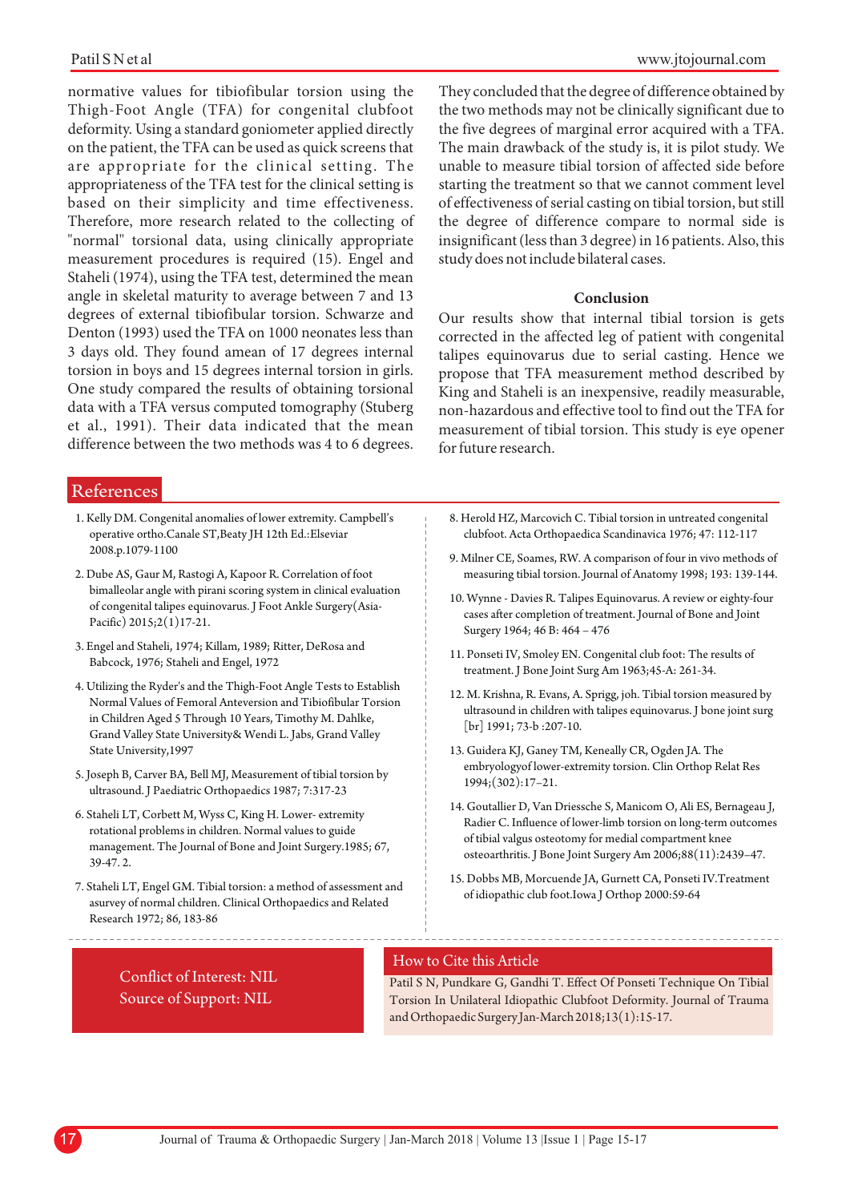normative values for tibiofibular torsion using the Thigh-Foot Angle (TFA) for congenital clubfoot deformity. Using a standard goniometer applied directly on the patient, the TFA can be used as quick screens that are appropriate for the clinical setting. The appropriateness of the TFA test for the clinical setting is based on their simplicity and time effectiveness. Therefore, more research related to the collecting of "normal" torsional data, using clinically appropriate measurement procedures is required (15). Engel and Staheli (1974), using the TFA test, determined the mean angle in skeletal maturity to average between 7 and 13 degrees of external tibiofibular torsion. Schwarze and Denton (1993) used the TFA on 1000 neonates less than 3 days old. They found amean of 17 degrees internal torsion in boys and 15 degrees internal torsion in girls. One study compared the results of obtaining torsional data with a TFA versus computed tomography (Stuberg et al., 1991). Their data indicated that the mean difference between the two methods was 4 to 6 degrees. They concluded that the degree of difference obtained by the two methods may not be clinically significant due to the five degrees of marginal error acquired with a TFA. The main drawback of the study is, it is pilot study. We unable to measure tibial torsion of affected side before starting the treatment so that we cannot comment level of effectiveness of serial casting on tibial torsion, but still the degree of difference compare to normal side is insignificant (less than 3 degree) in 16 patients. Also, this study does not include bilateral cases.

## Conclusion

Our results show that internal tibial torsion is gets corrected in the affected leg of patient with congenital talipes equinovarus due to serial casting. Hence we propose that TFA measurement method described by King and Staheli is an inexpensive, readily measurable, non-hazardous and effective tool to find out the TFA for measurement of tibial torsion. This study is eye opener for future research.

## References

1. Kelly DM. Congenital anomalies of lower extremity. Campbell's operative ortho.Canale ST,Beaty JH 12th Ed.:Elseviar 2008.p.1079-1100
2. Dube AS, Gaur M, Rastogi A, Kapoor R. Correlation of foot bimalleolar angle with pirani scoring system in clinical evaluation of congenital talipes equinovarus. J Foot Ankle Surgery(Asia-Pacific) 2015;2(1)17-21.
3. Engel and Staheli, 1974; Killam, 1989; Ritter, DeRosa and Babcock, 1976; Staheli and Engel, 1972
4. Utilizing the Ryder's and the Thigh-Foot Angle Tests to Establish Normal Values of Femoral Anteversion and Tibiofibular Torsion in Children Aged 5 Through 10 Years, Timothy M. Dahlke, Grand Valley State University& Wendi L. Jabs, Grand Valley State University,1997
5. Joseph B, Carver BA, Bell MJ, Measurement of tibial torsion by ultrasound. J Paediatric Orthopaedics 1987; 7:317-23
6. Staheli LT, Corbett M, Wyss C, King H. Lower- extremity rotational problems in children. Normal values to guide management. The Journal of Bone and Joint Surgery.1985; 67, 39-47. 2.
7. Staheli LT, Engel GM. Tibial torsion: a method of assessment and asurvey of normal children. Clinical Orthopaedics and Related Research 1972; 86, 183-86
8. Herold HZ, Marcovich C. Tibial torsion in untreated congenital clubfoot. Acta Orthopaedica Scandinavica 1976; 47: 112-117
9. Milner CE, Soames, RW. A comparison of four in vivo methods of measuring tibial torsion. Journal of Anatomy 1998; 193: 139-144.
10. Wynne - Davies R. Talipes Equinovarus. A review or eighty-four cases after completion of treatment. Journal of Bone and Joint Surgery 1964; 46 B: 464 – 476
11. Ponseti IV, Smoley EN. Congenital club foot: The results of treatment. J Bone Joint Surg Am 1963;45-A: 261-34.
12. M. Krishna, R. Evans, A. Sprigg, joh. Tibial torsion measured by ultrasound in children with talipes equinovarus. J bone joint surg [br] 1991; 73-b :207-10.
13. Guidera KJ, Ganey TM, Keneally CR, Ogden JA. The embryologyof lower-extremity torsion. Clin Orthop Relat Res 1994;(302):17–21.
14. Goutallier D, Van Driessche S, Manicom O, Ali ES, Bernageau J, Radier C. Influence of lower-limb torsion on long-term outcomes of tibial valgus osteotomy for medial compartment knee osteoarthritis. J Bone Joint Surgery Am 2006;88(11):2439–47.
15. Dobbs MB, Morcuende JA, Gurnett CA, Ponseti IV.Treatment of idiopathic club foot.Iowa J Orthop 2000:59-64

Conflict of Interest: NIL
Source of Support: NIL

**How to Cite this Article**

Patil S N, Pundkare G, Gandhi T. Effect Of Ponseti Technique On Tibial Torsion In Unilateral Idiopathic Clubfoot Deformity. Journal of Trauma and Orthopaedic Surgery Jan-March 2018;13(1):15-17.